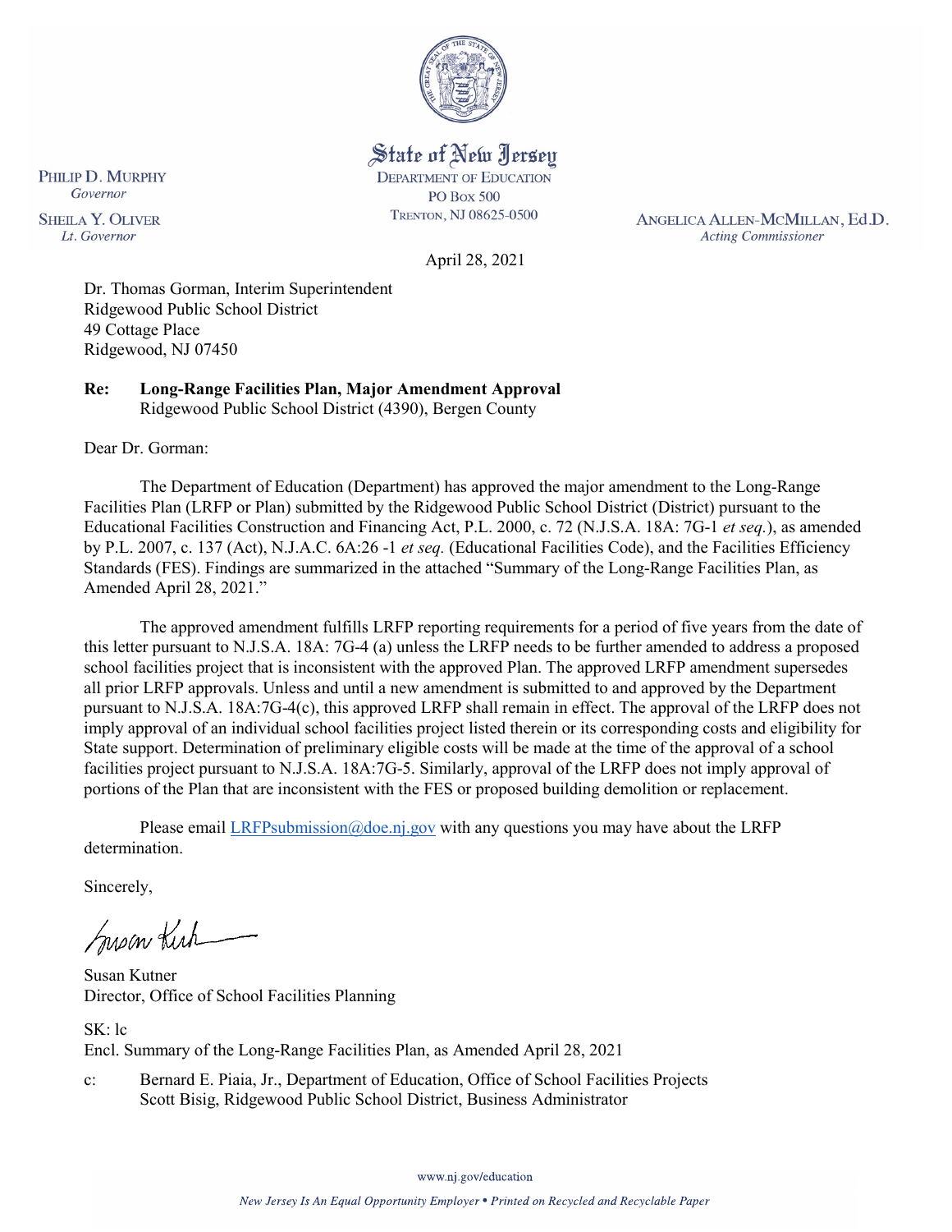State of New Jersey
DEPARTMENT OF EDUCATION
PO BOX 500
TRENTON, NJ 08625-0500

PHILIP D. MURPHY
*Governor*

SHEILA Y. OLIVER
*Lt. Governor*

ANGELICA ALLEN-MCMILLAN, Ed.D.
*Acting Commissioner*

April 28, 2021

Dr. Thomas Gorman, Interim Superintendent
Ridgewood Public School District
49 Cottage Place
Ridgewood, NJ 07450

**Re: Long-Range Facilities Plan, Major Amendment Approval**
Ridgewood Public School District (4390), Bergen County

Dear Dr. Gorman:

The Department of Education (Department) has approved the major amendment to the Long-Range Facilities Plan (LRFP or Plan) submitted by the Ridgewood Public School District (District) pursuant to the Educational Facilities Construction and Financing Act, P.L. 2000, c. 72 (N.J.S.A. 18A: 7G-1 *et seq.*), as amended by P.L. 2007, c. 137 (Act), N.J.A.C. 6A:26 -1 *et seq.* (Educational Facilities Code), and the Facilities Efficiency Standards (FES). Findings are summarized in the attached "Summary of the Long-Range Facilities Plan, as Amended April 28, 2021."

The approved amendment fulfills LRFP reporting requirements for a period of five years from the date of this letter pursuant to N.J.S.A. 18A: 7G-4 (a) unless the LRFP needs to be further amended to address a proposed school facilities project that is inconsistent with the approved Plan. The approved LRFP amendment supersedes all prior LRFP approvals. Unless and until a new amendment is submitted to and approved by the Department pursuant to N.J.S.A. 18A:7G-4(c), this approved LRFP shall remain in effect. The approval of the LRFP does not imply approval of an individual school facilities project listed therein or its corresponding costs and eligibility for State support. Determination of preliminary eligible costs will be made at the time of the approval of a school facilities project pursuant to N.J.S.A. 18A:7G-5. Similarly, approval of the LRFP does not imply approval of portions of the Plan that are inconsistent with the FES or proposed building demolition or replacement.

Please email LRFPsubmission@doe.nj.gov with any questions you may have about the LRFP determination.

Sincerely,

Susan Kutner
Director, Office of School Facilities Planning

SK: lc
Encl. Summary of the Long-Range Facilities Plan, as Amended April 28, 2021

c: Bernard E. Piaia, Jr., Department of Education, Office of School Facilities Projects
Scott Bisig, Ridgewood Public School District, Business Administrator

www.nj.gov/education

*New Jersey Is An Equal Opportunity Employer • Printed on Recycled and Recyclable Paper*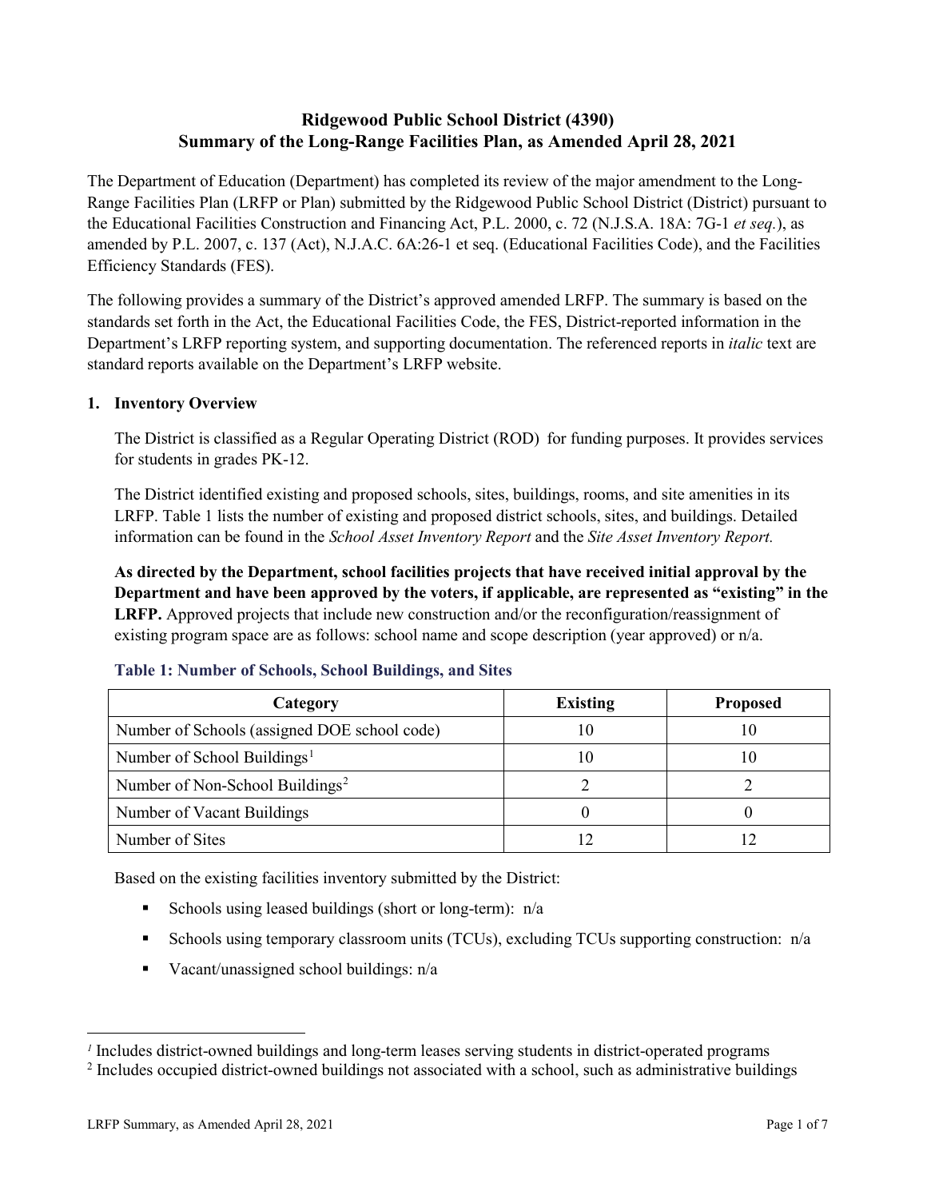# Ridgewood Public School District (4390)
# Summary of the Long-Range Facilities Plan, as Amended April 28, 2021

The Department of Education (Department) has completed its review of the major amendment to the Long-Range Facilities Plan (LRFP or Plan) submitted by the Ridgewood Public School District (District) pursuant to the Educational Facilities Construction and Financing Act, P.L. 2000, c. 72 (N.J.S.A. 18A: 7G-1 *et seq.*), as amended by P.L. 2007, c. 137 (Act), N.J.A.C. 6A:26-1 et seq. (Educational Facilities Code), and the Facilities Efficiency Standards (FES).

The following provides a summary of the District's approved amended LRFP. The summary is based on the standards set forth in the Act, the Educational Facilities Code, the FES, District-reported information in the Department's LRFP reporting system, and supporting documentation. The referenced reports in *italic* text are standard reports available on the Department's LRFP website.

## 1. Inventory Overview

The District is classified as a Regular Operating District (ROD) for funding purposes. It provides services for students in grades PK-12.

The District identified existing and proposed schools, sites, buildings, rooms, and site amenities in its LRFP. Table 1 lists the number of existing and proposed district schools, sites, and buildings. Detailed information can be found in the *School Asset Inventory Report* and the *Site Asset Inventory Report.*

**As directed by the Department, school facilities projects that have received initial approval by the Department and have been approved by the voters, if applicable, are represented as "existing" in the LRFP.** Approved projects that include new construction and/or the reconfiguration/reassignment of existing program space are as follows: school name and scope description (year approved) or n/a.

**Table 1: Number of Schools, School Buildings, and Sites**

| Category | Existing | Proposed |
|---|---|---|
| Number of Schools (assigned DOE school code) | 10 | 10 |
| Number of School Buildings[1] | 10 | 10 |
| Number of Non-School Buildings[2] | 2 | 2 |
| Number of Vacant Buildings | 0 | 0 |
| Number of Sites | 12 | 12 |

Based on the existing facilities inventory submitted by the District:

- Schools using leased buildings (short or long-term): n/a
- Schools using temporary classroom units (TCUs), excluding TCUs supporting construction: n/a
- Vacant/unassigned school buildings: n/a

[1] Includes district-owned buildings and long-term leases serving students in district-operated programs

[2] Includes occupied district-owned buildings not associated with a school, such as administrative buildings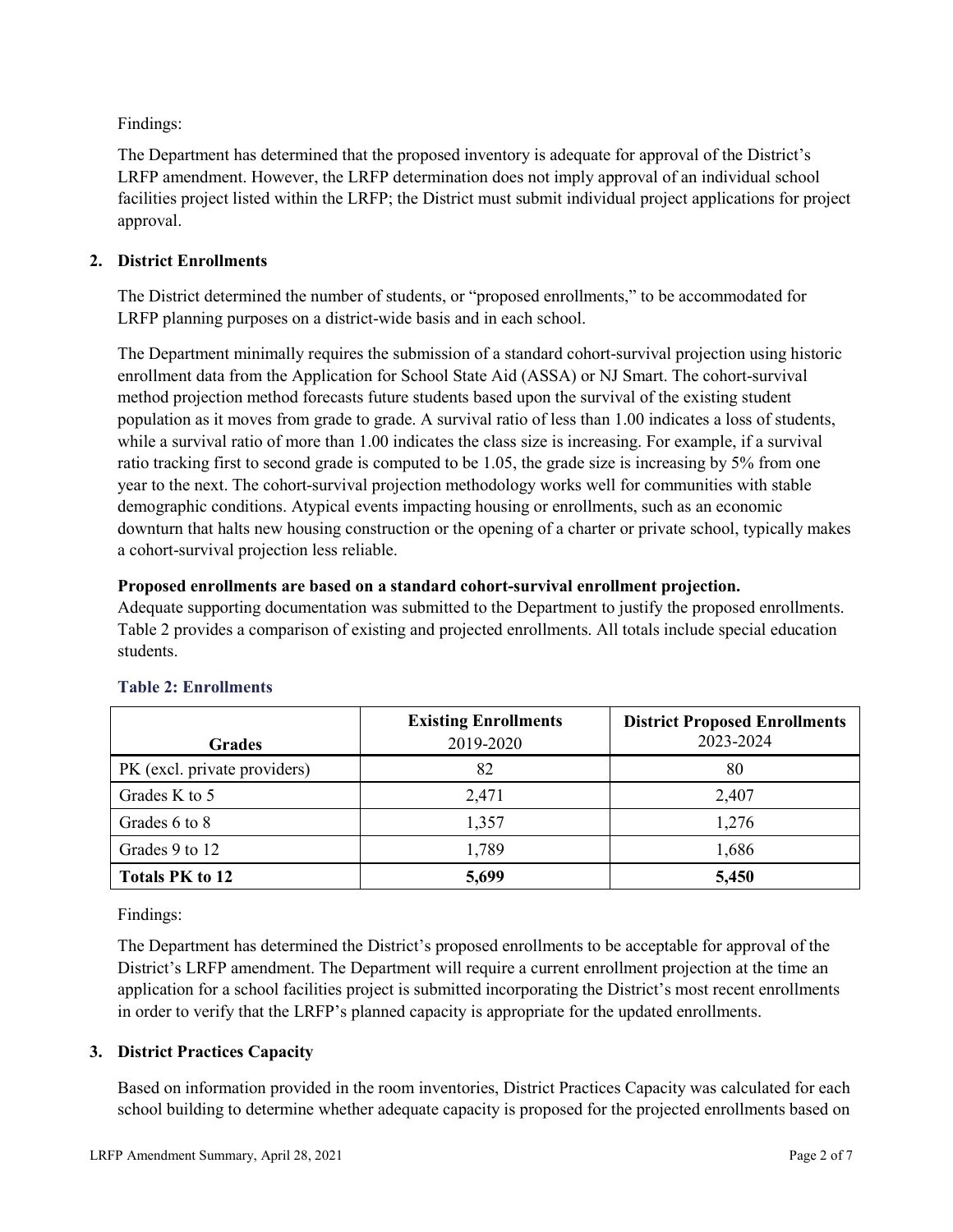Findings:

The Department has determined that the proposed inventory is adequate for approval of the District's LRFP amendment. However, the LRFP determination does not imply approval of an individual school facilities project listed within the LRFP; the District must submit individual project applications for project approval.

## 2. District Enrollments

The District determined the number of students, or "proposed enrollments," to be accommodated for LRFP planning purposes on a district-wide basis and in each school.

The Department minimally requires the submission of a standard cohort-survival projection using historic enrollment data from the Application for School State Aid (ASSA) or NJ Smart. The cohort-survival method projection method forecasts future students based upon the survival of the existing student population as it moves from grade to grade. A survival ratio of less than 1.00 indicates a loss of students, while a survival ratio of more than 1.00 indicates the class size is increasing. For example, if a survival ratio tracking first to second grade is computed to be 1.05, the grade size is increasing by 5% from one year to the next. The cohort-survival projection methodology works well for communities with stable demographic conditions. Atypical events impacting housing or enrollments, such as an economic downturn that halts new housing construction or the opening of a charter or private school, typically makes a cohort-survival projection less reliable.

**Proposed enrollments are based on a standard cohort-survival enrollment projection.**
Adequate supporting documentation was submitted to the Department to justify the proposed enrollments. Table 2 provides a comparison of existing and projected enrollments. All totals include special education students.

### Table 2: Enrollments

| Grades | **Existing Enrollments** 2019-2020 | **District Proposed Enrollments** 2023-2024 |
|---|---|---|
| PK (excl. private providers) | 82 | 80 |
| Grades K to 5 | 2,471 | 2,407 |
| Grades 6 to 8 | 1,357 | 1,276 |
| Grades 9 to 12 | 1,789 | 1,686 |
| **Totals PK to 12** | **5,699** | **5,450** |

Findings:

The Department has determined the District's proposed enrollments to be acceptable for approval of the District's LRFP amendment. The Department will require a current enrollment projection at the time an application for a school facilities project is submitted incorporating the District's most recent enrollments in order to verify that the LRFP's planned capacity is appropriate for the updated enrollments.

## 3. District Practices Capacity

Based on information provided in the room inventories, District Practices Capacity was calculated for each school building to determine whether adequate capacity is proposed for the projected enrollments based on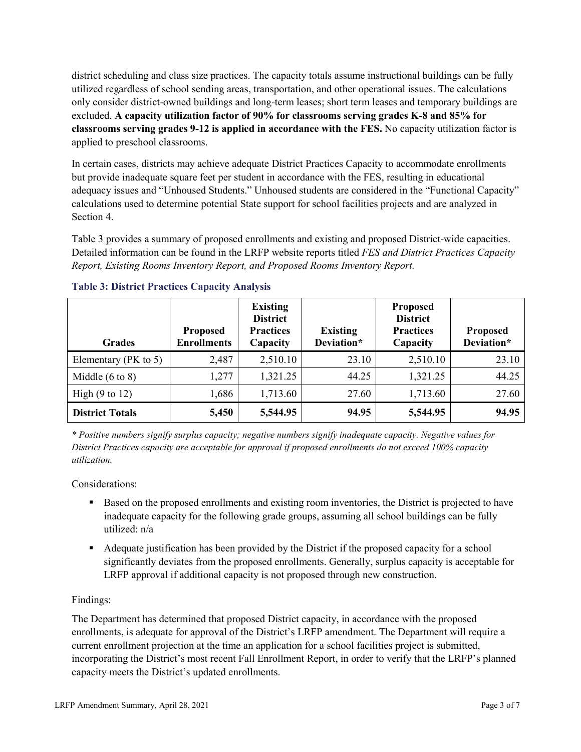district scheduling and class size practices. The capacity totals assume instructional buildings can be fully utilized regardless of school sending areas, transportation, and other operational issues. The calculations only consider district-owned buildings and long-term leases; short term leases and temporary buildings are excluded. **A capacity utilization factor of 90% for classrooms serving grades K-8 and 85% for classrooms serving grades 9-12 is applied in accordance with the FES.** No capacity utilization factor is applied to preschool classrooms.

In certain cases, districts may achieve adequate District Practices Capacity to accommodate enrollments but provide inadequate square feet per student in accordance with the FES, resulting in educational adequacy issues and "Unhoused Students." Unhoused students are considered in the "Functional Capacity" calculations used to determine potential State support for school facilities projects and are analyzed in Section 4.

Table 3 provides a summary of proposed enrollments and existing and proposed District-wide capacities. Detailed information can be found in the LRFP website reports titled *FES and District Practices Capacity Report, Existing Rooms Inventory Report, and Proposed Rooms Inventory Report.*

### Table 3: District Practices Capacity Analysis

| Grades | Proposed Enrollments | Existing District Practices Capacity | Existing Deviation* | Proposed District Practices Capacity | Proposed Deviation* |
|---|---|---|---|---|---|
| Elementary (PK to 5) | 2,487 | 2,510.10 | 23.10 | 2,510.10 | 23.10 |
| Middle (6 to 8) | 1,277 | 1,321.25 | 44.25 | 1,321.25 | 44.25 |
| High (9 to 12) | 1,686 | 1,713.60 | 27.60 | 1,713.60 | 27.60 |
| **District Totals** | **5,450** | **5,544.95** | **94.95** | **5,544.95** | **94.95** |

*\* Positive numbers signify surplus capacity; negative numbers signify inadequate capacity. Negative values for District Practices capacity are acceptable for approval if proposed enrollments do not exceed 100% capacity utilization.*

Considerations:

- Based on the proposed enrollments and existing room inventories, the District is projected to have inadequate capacity for the following grade groups, assuming all school buildings can be fully utilized: n/a
- Adequate justification has been provided by the District if the proposed capacity for a school significantly deviates from the proposed enrollments. Generally, surplus capacity is acceptable for LRFP approval if additional capacity is not proposed through new construction.

Findings:

The Department has determined that proposed District capacity, in accordance with the proposed enrollments, is adequate for approval of the District's LRFP amendment. The Department will require a current enrollment projection at the time an application for a school facilities project is submitted, incorporating the District's most recent Fall Enrollment Report, in order to verify that the LRFP's planned capacity meets the District's updated enrollments.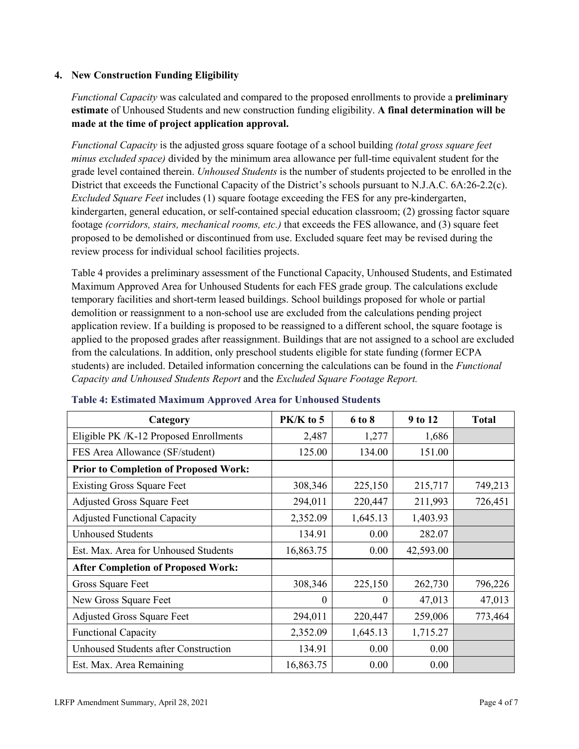### 4. New Construction Funding Eligibility

*Functional Capacity* was calculated and compared to the proposed enrollments to provide a **preliminary estimate** of Unhoused Students and new construction funding eligibility. **A final determination will be made at the time of project application approval.**

*Functional Capacity* is the adjusted gross square footage of a school building *(total gross square feet minus excluded space)* divided by the minimum area allowance per full-time equivalent student for the grade level contained therein. *Unhoused Students* is the number of students projected to be enrolled in the District that exceeds the Functional Capacity of the District's schools pursuant to N.J.A.C. 6A:26-2.2(c). *Excluded Square Feet* includes (1) square footage exceeding the FES for any pre-kindergarten, kindergarten, general education, or self-contained special education classroom; (2) grossing factor square footage *(corridors, stairs, mechanical rooms, etc.)* that exceeds the FES allowance, and (3) square feet proposed to be demolished or discontinued from use. Excluded square feet may be revised during the review process for individual school facilities projects.

Table 4 provides a preliminary assessment of the Functional Capacity, Unhoused Students, and Estimated Maximum Approved Area for Unhoused Students for each FES grade group. The calculations exclude temporary facilities and short-term leased buildings. School buildings proposed for whole or partial demolition or reassignment to a non-school use are excluded from the calculations pending project application review. If a building is proposed to be reassigned to a different school, the square footage is applied to the proposed grades after reassignment. Buildings that are not assigned to a school are excluded from the calculations. In addition, only preschool students eligible for state funding (former ECPA students) are included. Detailed information concerning the calculations can be found in the *Functional Capacity and Unhoused Students Report* and the *Excluded Square Footage Report.*

**Table 4: Estimated Maximum Approved Area for Unhoused Students**

| Category | PK/K to 5 | 6 to 8 | 9 to 12 | Total |
|---|---|---|---|---|
| Eligible PK /K-12 Proposed Enrollments | 2,487 | 1,277 | 1,686 | |
| FES Area Allowance (SF/student) | 125.00 | 134.00 | 151.00 | |
| **Prior to Completion of Proposed Work:** | | | | |
| Existing Gross Square Feet | 308,346 | 225,150 | 215,717 | 749,213 |
| Adjusted Gross Square Feet | 294,011 | 220,447 | 211,993 | 726,451 |
| Adjusted Functional Capacity | 2,352.09 | 1,645.13 | 1,403.93 | |
| Unhoused Students | 134.91 | 0.00 | 282.07 | |
| Est. Max. Area for Unhoused Students | 16,863.75 | 0.00 | 42,593.00 | |
| **After Completion of Proposed Work:** | | | | |
| Gross Square Feet | 308,346 | 225,150 | 262,730 | 796,226 |
| New Gross Square Feet | 0 | 0 | 47,013 | 47,013 |
| Adjusted Gross Square Feet | 294,011 | 220,447 | 259,006 | 773,464 |
| Functional Capacity | 2,352.09 | 1,645.13 | 1,715.27 | |
| Unhoused Students after Construction | 134.91 | 0.00 | 0.00 | |
| Est. Max. Area Remaining | 16,863.75 | 0.00 | 0.00 | |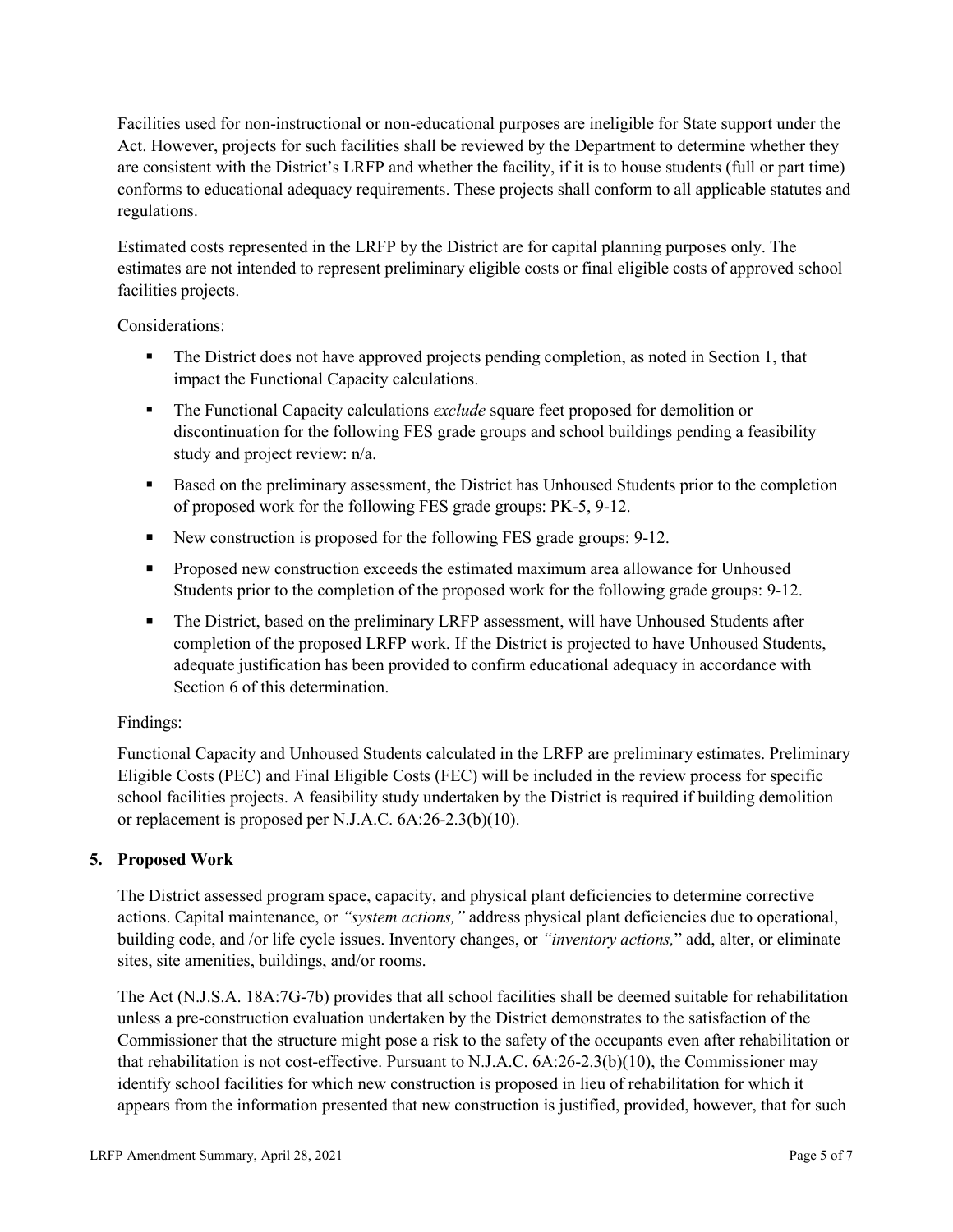Facilities used for non-instructional or non-educational purposes are ineligible for State support under the Act. However, projects for such facilities shall be reviewed by the Department to determine whether they are consistent with the District's LRFP and whether the facility, if it is to house students (full or part time) conforms to educational adequacy requirements. These projects shall conform to all applicable statutes and regulations.

Estimated costs represented in the LRFP by the District are for capital planning purposes only. The estimates are not intended to represent preliminary eligible costs or final eligible costs of approved school facilities projects.

Considerations:

- The District does not have approved projects pending completion, as noted in Section 1, that impact the Functional Capacity calculations.
- The Functional Capacity calculations *exclude* square feet proposed for demolition or discontinuation for the following FES grade groups and school buildings pending a feasibility study and project review: n/a.
- Based on the preliminary assessment, the District has Unhoused Students prior to the completion of proposed work for the following FES grade groups: PK-5, 9-12.
- New construction is proposed for the following FES grade groups: 9-12.
- Proposed new construction exceeds the estimated maximum area allowance for Unhoused Students prior to the completion of the proposed work for the following grade groups: 9-12.
- The District, based on the preliminary LRFP assessment, will have Unhoused Students after completion of the proposed LRFP work. If the District is projected to have Unhoused Students, adequate justification has been provided to confirm educational adequacy in accordance with Section 6 of this determination.

Findings:

Functional Capacity and Unhoused Students calculated in the LRFP are preliminary estimates. Preliminary Eligible Costs (PEC) and Final Eligible Costs (FEC) will be included in the review process for specific school facilities projects. A feasibility study undertaken by the District is required if building demolition or replacement is proposed per N.J.A.C. 6A:26-2.3(b)(10).

## 5. Proposed Work

The District assessed program space, capacity, and physical plant deficiencies to determine corrective actions. Capital maintenance, or *"system actions,"* address physical plant deficiencies due to operational, building code, and /or life cycle issues. Inventory changes, or *"inventory actions,"* add, alter, or eliminate sites, site amenities, buildings, and/or rooms.

The Act (N.J.S.A. 18A:7G-7b) provides that all school facilities shall be deemed suitable for rehabilitation unless a pre-construction evaluation undertaken by the District demonstrates to the satisfaction of the Commissioner that the structure might pose a risk to the safety of the occupants even after rehabilitation or that rehabilitation is not cost-effective. Pursuant to N.J.A.C. 6A:26-2.3(b)(10), the Commissioner may identify school facilities for which new construction is proposed in lieu of rehabilitation for which it appears from the information presented that new construction is justified, provided, however, that for such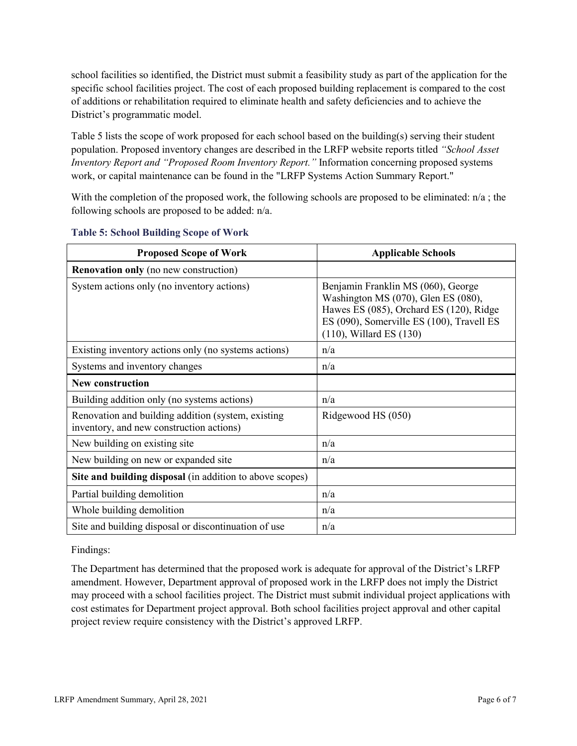school facilities so identified, the District must submit a feasibility study as part of the application for the specific school facilities project. The cost of each proposed building replacement is compared to the cost of additions or rehabilitation required to eliminate health and safety deficiencies and to achieve the District's programmatic model.

Table 5 lists the scope of work proposed for each school based on the building(s) serving their student population. Proposed inventory changes are described in the LRFP website reports titled *"School Asset Inventory Report and "Proposed Room Inventory Report."* Information concerning proposed systems work, or capital maintenance can be found in the "LRFP Systems Action Summary Report."

With the completion of the proposed work, the following schools are proposed to be eliminated: n/a ; the following schools are proposed to be added: n/a.

### Table 5: School Building Scope of Work

| Proposed Scope of Work | Applicable Schools |
|---|---|
| **Renovation only** (no new construction) | |
| System actions only (no inventory actions) | Benjamin Franklin MS (060), George Washington MS (070), Glen ES (080), Hawes ES (085), Orchard ES (120), Ridge ES (090), Somerville ES (100), Travell ES (110), Willard ES (130) |
| Existing inventory actions only (no systems actions) | n/a |
| Systems and inventory changes | n/a |
| **New construction** | |
| Building addition only (no systems actions) | n/a |
| Renovation and building addition (system, existing inventory, and new construction actions) | Ridgewood HS (050) |
| New building on existing site | n/a |
| New building on new or expanded site | n/a |
| **Site and building disposal** (in addition to above scopes) | |
| Partial building demolition | n/a |
| Whole building demolition | n/a |
| Site and building disposal or discontinuation of use | n/a |

Findings:

The Department has determined that the proposed work is adequate for approval of the District's LRFP amendment. However, Department approval of proposed work in the LRFP does not imply the District may proceed with a school facilities project. The District must submit individual project applications with cost estimates for Department project approval. Both school facilities project approval and other capital project review require consistency with the District's approved LRFP.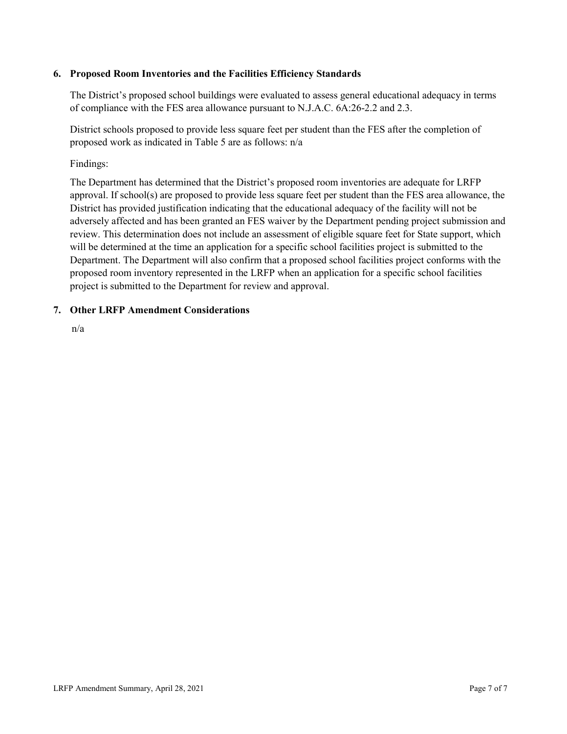## 6. Proposed Room Inventories and the Facilities Efficiency Standards

The District's proposed school buildings were evaluated to assess general educational adequacy in terms of compliance with the FES area allowance pursuant to N.J.A.C. 6A:26-2.2 and 2.3.

District schools proposed to provide less square feet per student than the FES after the completion of proposed work as indicated in Table 5 are as follows: n/a

Findings:

The Department has determined that the District's proposed room inventories are adequate for LRFP approval. If school(s) are proposed to provide less square feet per student than the FES area allowance, the District has provided justification indicating that the educational adequacy of the facility will not be adversely affected and has been granted an FES waiver by the Department pending project submission and review. This determination does not include an assessment of eligible square feet for State support, which will be determined at the time an application for a specific school facilities project is submitted to the Department. The Department will also confirm that a proposed school facilities project conforms with the proposed room inventory represented in the LRFP when an application for a specific school facilities project is submitted to the Department for review and approval.

## 7. Other LRFP Amendment Considerations

n/a